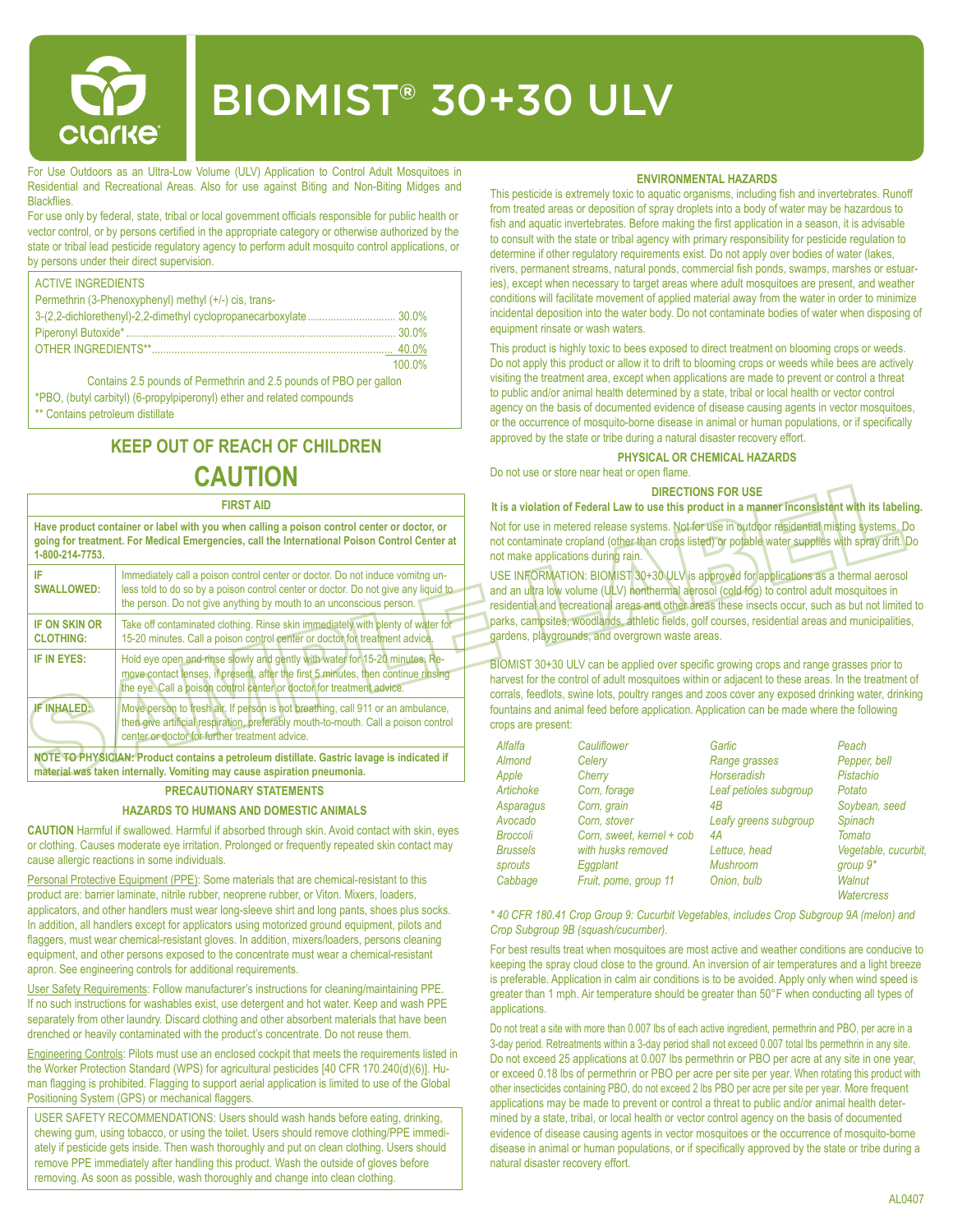# BIOMIST® 30+30 ULV

For Use Outdoors as an Ultra-Low Volume (ULV) Application to Control Adult Mosquitoes in Residential and Recreational Areas. Also for use against Biting and Non-Biting Midges and Blackflies.

For use only by federal, state, tribal or local government officials responsible for public health or vector control, or by persons certified in the appropriate category or otherwise authorized by the state or tribal lead pesticide regulatory agency to perform adult mosquito control applications, or by persons under their direct supervision.

| ACTIVE INGREDIENTS | |
|---|---|
| Permethrin (3-Phenoxyphenyl) methyl (+/-) cis, trans-3-(2,2-dichlorethenyl)-2,2-dimethyl cyclopropanecarboxylate | 30.0% |
| Piperonyl Butoxide* | 30.0% |
| OTHER INGREDIENTS** | 40.0% |
| | 100.0% |

Contains 2.5 pounds of Permethrin and 2.5 pounds of PBO per gallon

*PBO, (butyl carbityl) (6-propylpiperonyl) ether and related compounds

** Contains petroleum distillate

## KEEP OUT OF REACH OF CHILDREN

## CAUTION

### FIRST AID

**Have product container or label with you when calling a poison control center or doctor, or going for treatment. For Medical Emergencies, call the International Poison Control Center at 1-800-214-7753.**

| | |
|---|---|
| **IF SWALLOWED:** | Immediately call a poison control center or doctor. Do not induce vomitng unless told to do so by a poison control center or doctor. Do not give any liquid to the person. Do not give anything by mouth to an unconscious person. |
| **IF ON SKIN OR CLOTHING:** | Take off contaminated clothing. Rinse skin immediately with plenty of water for 15-20 minutes. Call a poison control center or doctor for treatment advice. |
| **IF IN EYES:** | Hold eye open and rinse slowly and gently with water for 15-20 minutes. Remove contact lenses, if present, after the first 5 minutes, then continue rinsing the eye. Call a poison control center or doctor for treatment advice. |
| **IF INHALED:** | Move person to fresh air. If person is not breathing, call 911 or an ambulance, then give artificial respiration, preferably mouth-to-mouth. Call a poison control center or doctor for further treatment advice. |

**NOTE TO PHYSICIAN: Product contains a petroleum distillate. Gastric lavage is indicated if material was taken internally. Vomiting may cause aspiration pneumonia.**

### PRECAUTIONARY STATEMENTS

### HAZARDS TO HUMANS AND DOMESTIC ANIMALS

**CAUTION** Harmful if swallowed. Harmful if absorbed through skin. Avoid contact with skin, eyes or clothing. Causes moderate eye irritation. Prolonged or frequently repeated skin contact may cause allergic reactions in some individuals.

Personal Protective Equipment (PPE): Some materials that are chemical-resistant to this product are: barrier laminate, nitrile rubber, neoprene rubber, or Viton. Mixers, loaders, applicators, and other handlers must wear long-sleeve shirt and long pants, shoes plus socks. In addition, all handlers except for applicators using motorized ground equipment, pilots and flaggers, must wear chemical-resistant gloves. In addition, mixers/loaders, persons cleaning equipment, and other persons exposed to the concentrate must wear a chemical-resistant apron. See engineering controls for additional requirements.

User Safety Requirements: Follow manufacturer's instructions for cleaning/maintaining PPE. If no such instructions for washables exist, use detergent and hot water. Keep and wash PPE separately from other laundry. Discard clothing and other absorbent materials that have been drenched or heavily contaminated with the product's concentrate. Do not reuse them.

Engineering Controls: Pilots must use an enclosed cockpit that meets the requirements listed in the Worker Protection Standard (WPS) for agricultural pesticides [40 CFR 170.240(d)(6)]. Human flagging is prohibited. Flagging to support aerial application is limited to use of the Global Positioning System (GPS) or mechanical flaggers.

USER SAFETY RECOMMENDATIONS: Users should wash hands before eating, drinking, chewing gum, using tobacco, or using the toilet. Users should remove clothing/PPE immediately if pesticide gets inside. Then wash thoroughly and put on clean clothing. Users should remove PPE immediately after handling this product. Wash the outside of gloves before removing. As soon as possible, wash thoroughly and change into clean clothing.

### ENVIRONMENTAL HAZARDS

This pesticide is extremely toxic to aquatic organisms, including fish and invertebrates. Runoff from treated areas or deposition of spray droplets into a body of water may be hazardous to fish and aquatic invertebrates. Before making the first application in a season, it is advisable to consult with the state or tribal agency with primary responsibility for pesticide regulation to determine if other regulatory requirements exist. Do not apply over bodies of water (lakes, rivers, permanent streams, natural ponds, commercial fish ponds, swamps, marshes or estuaries), except when necessary to target areas where adult mosquitoes are present, and weather conditions will facilitate movement of applied material away from the water in order to minimize incidental deposition into the water body. Do not contaminate bodies of water when disposing of equipment rinsate or wash waters.

This product is highly toxic to bees exposed to direct treatment on blooming crops or weeds. Do not apply this product or allow it to drift to blooming crops or weeds while bees are actively visiting the treatment area, except when applications are made to prevent or control a threat to public and/or animal health determined by a state, tribal or local health or vector control agency on the basis of documented evidence of disease causing agents in vector mosquitoes, or the occurrence of mosquito-borne disease in animal or human populations, or if specifically approved by the state or tribe during a natural disaster recovery effort.

### PHYSICAL OR CHEMICAL HAZARDS

Do not use or store near heat or open flame.

### DIRECTIONS FOR USE

**It is a violation of Federal Law to use this product in a manner inconsistent with its labeling.**

Not for use in metered release systems. Not for use in outdoor residential misting systems. Do not contaminate cropland (other than crops listed) or potable water supplies with spray drift. Do not make applications during rain.

USE INFORMATION: BIOMIST 30+30 ULV is approved for applications as a thermal aerosol and an ultra low volume (ULV) nonthermal aerosol (cold fog) to control adult mosquitoes in residential and recreational areas and other areas these insects occur, such as but not limited to parks, campsites, woodlands, athletic fields, golf courses, residential areas and municipalities, gardens, playgrounds, and overgrown waste areas.

BIOMIST 30+30 ULV can be applied over specific growing crops and range grasses prior to harvest for the control of adult mosquitoes within or adjacent to these areas. In the treatment of corrals, feedlots, swine lots, poultry ranges and zoos cover any exposed drinking water, drinking fountains and animal feed before application. Application can be made where the following crops are present:

| | | | |
|---|---|---|---|
| *Alfalfa* | *Cauliflower* | *Garlic* | *Peach* |
| *Almond* | *Celery* | *Range grasses* | *Pepper, bell* |
| *Apple* | *Cherry* | *Horseradish* | *Pistachio* |
| *Artichoke* | *Corn, forage* | *Leaf petioles subgroup 4B* | *Potato* |
| *Asparagus* | *Corn, grain* | *Leafy greens subgroup 4A* | *Soybean, seed* |
| *Avocado* | *Corn, stover* | *Lettuce, head* | *Spinach* |
| *Broccoli* | *Corn, sweet, kernel + cob with husks removed* | *Mushroom* | *Tomato* |
| *Brussels sprouts* | *Eggplant* | *Onion, bulb* | *Vegetable, cucurbit, group 9\** |
| *Cabbage* | *Fruit, pome, group 11* | | *Walnut* |
| | | | *Watercress* |

*\* 40 CFR 180.41 Crop Group 9: Cucurbit Vegetables, includes Crop Subgroup 9A (melon) and Crop Subgroup 9B (squash/cucumber).*

For best results treat when mosquitoes are most active and weather conditions are conducive to keeping the spray cloud close to the ground. An inversion of air temperatures and a light breeze is preferable. Application in calm air conditions is to be avoided. Apply only when wind speed is greater than 1 mph. Air temperature should be greater than 50°F when conducting all types of applications.

Do not treat a site with more than 0.007 lbs of each active ingredient, permethrin and PBO, per acre in a 3-day period. Retreatments within a 3-day period shall not exceed 0.007 total lbs permethrin in any site. Do not exceed 25 applications at 0.007 lbs permethrin or PBO per acre at any site in one year, or exceed 0.18 lbs of permethrin or PBO per acre per site per year. When rotating this product with other insecticides containing PBO, do not exceed 2 lbs PBO per acre per site per year. More frequent applications may be made to prevent or control a threat to public and/or animal health determined by a state, tribal, or local health or vector control agency on the basis of documented evidence of disease causing agents in vector mosquitoes or the occurrence of mosquito-borne disease in animal or human populations, or if specifically approved by the state or tribe during a natural disaster recovery effort.

AL0407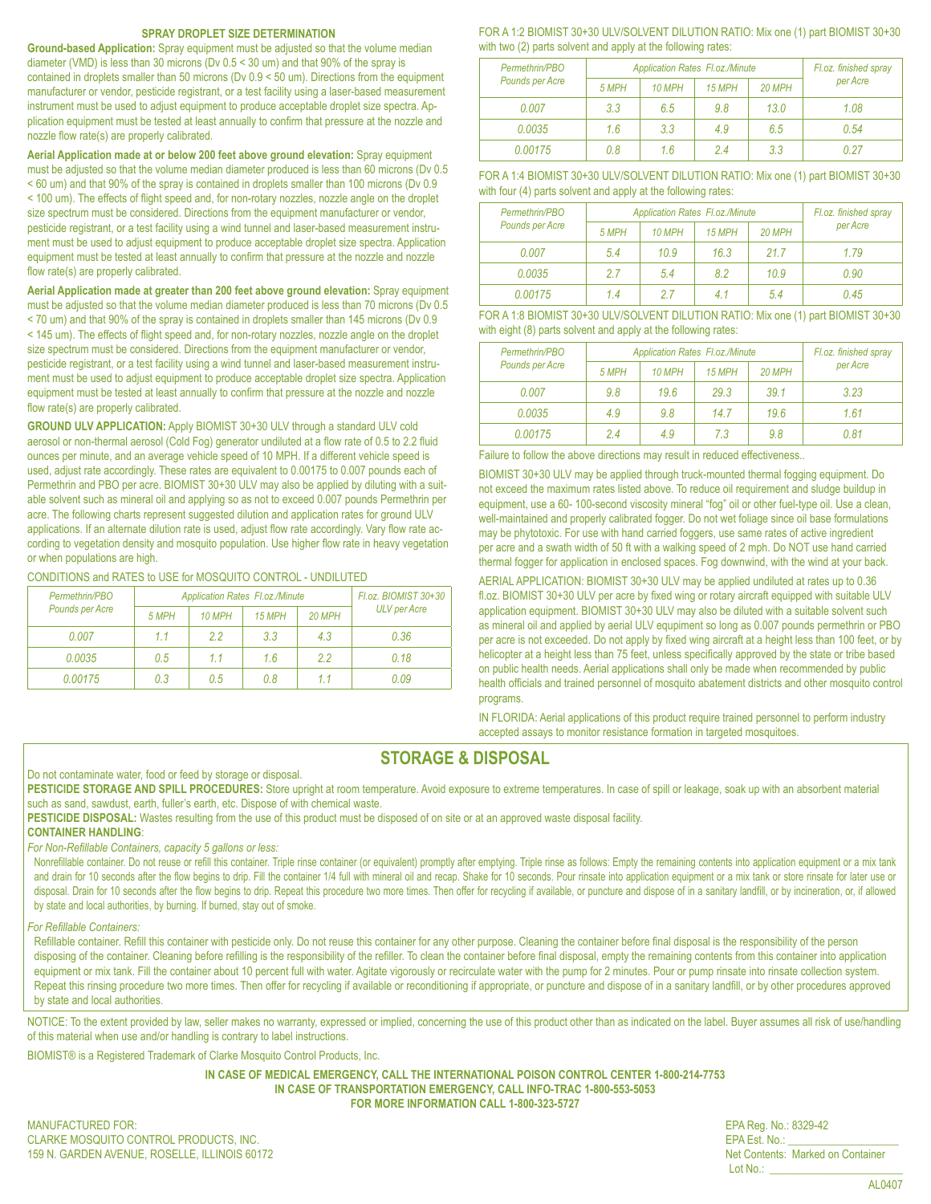### SPRAY DROPLET SIZE DETERMINATION

**Ground-based Application:** Spray equipment must be adjusted so that the volume median diameter (VMD) is less than 30 microns (Dv 0.5 < 30 um) and that 90% of the spray is contained in droplets smaller than 50 microns (Dv 0.9 < 50 um). Directions from the equipment manufacturer or vendor, pesticide registrant, or a test facility using a laser-based measurement instrument must be used to adjust equipment to produce acceptable droplet size spectra. Application equipment must be tested at least annually to confirm that pressure at the nozzle and nozzle flow rate(s) are properly calibrated.

**Aerial Application made at or below 200 feet above ground elevation:** Spray equipment must be adjusted so that the volume median diameter produced is less than 60 microns (Dv 0.5 < 60 um) and that 90% of the spray is contained in droplets smaller than 100 microns (Dv 0.9 < 100 um). The effects of flight speed and, for non-rotary nozzles, nozzle angle on the droplet size spectrum must be considered. Directions from the equipment manufacturer or vendor, pesticide registrant, or a test facility using a wind tunnel and laser-based measurement instrument must be used to adjust equipment to produce acceptable droplet size spectra. Application equipment must be tested at least annually to confirm that pressure at the nozzle and nozzle flow rate(s) are properly calibrated.

**Aerial Application made at greater than 200 feet above ground elevation:** Spray equipment must be adjusted so that the volume median diameter produced is less than 70 microns (Dv 0.5 < 70 um) and that 90% of the spray is contained in droplets smaller than 145 microns (Dv 0.9 < 145 um). The effects of flight speed and, for non-rotary nozzles, nozzle angle on the droplet size spectrum must be considered. Directions from the equipment manufacturer or vendor, pesticide registrant, or a test facility using a wind tunnel and laser-based measurement instrument must be used to adjust equipment to produce acceptable droplet size spectra. Application equipment must be tested at least annually to confirm that pressure at the nozzle and nozzle flow rate(s) are properly calibrated.

**GROUND ULV APPLICATION:** Apply BIOMIST 30+30 ULV through a standard ULV cold aerosol or non-thermal aerosol (Cold Fog) generator undiluted at a flow rate of 0.5 to 2.2 fluid ounces per minute, and an average vehicle speed of 10 MPH. If a different vehicle speed is used, adjust rate accordingly. These rates are equivalent to 0.00175 to 0.007 pounds each of Permethrin and PBO per acre. BIOMIST 30+30 ULV may also be applied by diluting with a suitable solvent such as mineral oil and applying so as not to exceed 0.007 pounds Permethrin per acre. The following charts represent suggested dilution and application rates for ground ULV applications. If an alternate dilution rate is used, adjust flow rate accordingly. Vary flow rate according to vegetation density and mosquito population. Use higher flow rate in heavy vegetation or when populations are high.

CONDITIONS and RATES to USE for MOSQUITO CONTROL - UNDILUTED

| Permethrin/PBO Pounds per Acre | Application Rates Fl.oz./Minute | | | | Fl.oz. BIOMIST 30+30 ULV per Acre |
|---|---|---|---|---|---|
| | 5 MPH | 10 MPH | 15 MPH | 20 MPH | |
| 0.007 | 1.1 | 2.2 | 3.3 | 4.3 | 0.36 |
| 0.0035 | 0.5 | 1.1 | 1.6 | 2.2 | 0.18 |
| 0.00175 | 0.3 | 0.5 | 0.8 | 1.1 | 0.09 |

FOR A 1:2 BIOMIST 30+30 ULV/SOLVENT DILUTION RATIO: Mix one (1) part BIOMIST 30+30 with two (2) parts solvent and apply at the following rates:

| Permethrin/PBO Pounds per Acre | Application Rates Fl.oz./Minute | | | | Fl.oz. finished spray per Acre |
|---|---|---|---|---|---|
| | 5 MPH | 10 MPH | 15 MPH | 20 MPH | |
| 0.007 | 3.3 | 6.5 | 9.8 | 13.0 | 1.08 |
| 0.0035 | 1.6 | 3.3 | 4.9 | 6.5 | 0.54 |
| 0.00175 | 0.8 | 1.6 | 2.4 | 3.3 | 0.27 |

FOR A 1:4 BIOMIST 30+30 ULV/SOLVENT DILUTION RATIO: Mix one (1) part BIOMIST 30+30 with four (4) parts solvent and apply at the following rates:

| Permethrin/PBO Pounds per Acre | Application Rates Fl.oz./Minute | | | | Fl.oz. finished spray per Acre |
|---|---|---|---|---|---|
| | 5 MPH | 10 MPH | 15 MPH | 20 MPH | |
| 0.007 | 5.4 | 10.9 | 16.3 | 21.7 | 1.79 |
| 0.0035 | 2.7 | 5.4 | 8.2 | 10.9 | 0.90 |
| 0.00175 | 1.4 | 2.7 | 4.1 | 5.4 | 0.45 |

FOR A 1:8 BIOMIST 30+30 ULV/SOLVENT DILUTION RATIO: Mix one (1) part BIOMIST 30+30 with eight (8) parts solvent and apply at the following rates:

| Permethrin/PBO Pounds per Acre | Application Rates Fl.oz./Minute | | | | Fl.oz. finished spray per Acre |
|---|---|---|---|---|---|
| | 5 MPH | 10 MPH | 15 MPH | 20 MPH | |
| 0.007 | 9.8 | 19.6 | 29.3 | 39.1 | 3.23 |
| 0.0035 | 4.9 | 9.8 | 14.7 | 19.6 | 1.61 |
| 0.00175 | 2.4 | 4.9 | 7.3 | 9.8 | 0.81 |

Failure to follow the above directions may result in reduced effectiveness..

BIOMIST 30+30 ULV may be applied through truck-mounted thermal fogging equipment. Do not exceed the maximum rates listed above. To reduce oil requirement and sludge buildup in equipment, use a 60- 100-second viscosity mineral "fog" oil or other fuel-type oil. Use a clean, well-maintained and properly calibrated fogger. Do not wet foliage since oil base formulations may be phytotoxic. For use with hand carried foggers, use same rates of active ingredient per acre and a swath width of 50 ft with a walking speed of 2 mph. Do NOT use hand carried thermal fogger for application in enclosed spaces. Fog downwind, with the wind at your back.

AERIAL APPLICATION: BIOMIST 30+30 ULV may be applied undiluted at rates up to 0.36 fl.oz. BIOMIST 30+30 ULV per acre by fixed wing or rotary aircraft equipped with suitable ULV application equipment. BIOMIST 30+30 ULV may also be diluted with a suitable solvent such as mineral oil and applied by aerial ULV equipment so long as 0.007 pounds permethrin or PBO per acre is not exceeded. Do not apply by fixed wing aircraft at a height less than 100 feet, or by helicopter at a height less than 75 feet, unless specifically approved by the state or tribe based on public health needs. Aerial applications shall only be made when recommended by public health officials and trained personnel of mosquito abatement districts and other mosquito control programs.

IN FLORIDA: Aerial applications of this product require trained personnel to perform industry accepted assays to monitor resistance formation in targeted mosquitoes.

## STORAGE & DISPOSAL

Do not contaminate water, food or feed by storage or disposal.

**PESTICIDE STORAGE AND SPILL PROCEDURES:** Store upright at room temperature. Avoid exposure to extreme temperatures. In case of spill or leakage, soak up with an absorbent material such as sand, sawdust, earth, fuller's earth, etc. Dispose of with chemical waste.

**PESTICIDE DISPOSAL:** Wastes resulting from the use of this product must be disposed of on site or at an approved waste disposal facility.

**CONTAINER HANDLING**:

*For Non-Refillable Containers, capacity 5 gallons or less:*

Nonrefillable container. Do not reuse or refill this container. Triple rinse container (or equivalent) promptly after emptying. Triple rinse as follows: Empty the remaining contents into application equipment or a mix tank and drain for 10 seconds after the flow begins to drip. Fill the container 1/4 full with mineral oil and recap. Shake for 10 seconds. Pour rinsate into application equipment or a mix tank or store rinsate for later use or disposal. Drain for 10 seconds after the flow begins to drip. Repeat this procedure two more times. Then offer for recycling if available, or puncture and dispose of in a sanitary landfill, or by incineration, or, if allowed by state and local authorities, by burning. If burned, stay out of smoke.

*For Refillable Containers:*

Refillable container. Refill this container with pesticide only. Do not reuse this container for any other purpose. Cleaning the container before final disposal is the responsibility of the person disposing of the container. Cleaning before refilling is the responsibility of the refiller. To clean the container before final disposal, empty the remaining contents from this container into application equipment or mix tank. Fill the container about 10 percent full with water. Agitate vigorously or recirculate water with the pump for 2 minutes. Pour or pump rinsate into rinsate collection system. Repeat this rinsing procedure two more times. Then offer for recycling if available or reconditioning if appropriate, or puncture and dispose of in a sanitary landfill, or by other procedures approved by state and local authorities.

NOTICE: To the extent provided by law, seller makes no warranty, expressed or implied, concerning the use of this product other than as indicated on the label. Buyer assumes all risk of use/handling of this material when use and/or handling is contrary to label instructions.

BIOMIST® is a Registered Trademark of Clarke Mosquito Control Products, Inc.

**IN CASE OF MEDICAL EMERGENCY, CALL THE INTERNATIONAL POISON CONTROL CENTER 1-800-214-7753**
**IN CASE OF TRANSPORTATION EMERGENCY, CALL INFO-TRAC 1-800-553-5053**
**FOR MORE INFORMATION CALL 1-800-323-5727**

MANUFACTURED FOR:
CLARKE MOSQUITO CONTROL PRODUCTS, INC.
159 N. GARDEN AVENUE, ROSELLE, ILLINOIS 60172

EPA Reg. No.: 8329-42
EPA Est. No.: ____________________
Net Contents: Marked on Container
Lot No.: ____________________

AL0407